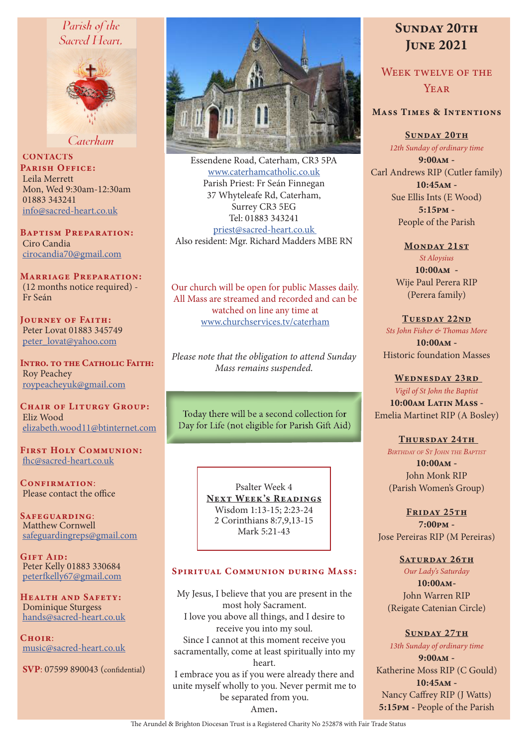# Parish of the Sacred Heart, Caterham

## CONTACTS

**Parish Office:**
Leila Merrett
Mon, Wed 9:30am-12:30am
01883 343241
info@sacred-heart.co.uk

**Baptism Preparation:**
Ciro Candia
cirocandia70@gmail.com

**Marriage Preparation:**
(12 months notice required) - Fr Seán

**Journey of Faith:**
Peter Lovat 01883 345749
peter_lovat@yahoo.com

**Intro. to the Catholic Faith:**
Roy Peachey
roypeacheyuk@gmail.com

**Chair of Liturgy Group:**
Eliz Wood
elizabeth.wood11@btinternet.com

**First Holy Communion:**
fhc@sacred-heart.co.uk

**Confirmation:**
Please contact the office

**Safeguarding:**
Matthew Cornwell
safeguardingreps@gmail.com

**Gift Aid:**
Peter Kelly 01883 330684
peterfkelly67@gmail.com

**Health and Safety:**
Dominique Sturgess
hands@sacred-heart.co.uk

**Choir:**
music@sacred-heart.co.uk

**SVP**: 07599 890043 (confidential)

---

Essendene Road, Caterham, CR3 5PA
www.caterhamcatholic.co.uk
Parish Priest: Fr Seán Finnegan
37 Whyteleafe Rd, Caterham,
Surrey CR3 5EG
Tel: 01883 343241
priest@sacred-heart.co.uk
Also resident: Mgr. Richard Madders MBE RN

Our church will be open for public Masses daily. All Mass are streamed and recorded and can be watched on line any time at www.churchservices.tv/caterham

*Please note that the obligation to attend Sunday Mass remains suspended.*

Today there will be a second collection for Day for Life (not eligible for Parish Gift Aid)

Psalter Week 4

**Next Week's Readings**
Wisdom 1:13-15; 2:23-24
2 Corinthians 8:7,9,13-15
Mark 5:21-43

## Spiritual Communion during Mass:

My Jesus, I believe that you are present in the most holy Sacrament.
I love you above all things, and I desire to receive you into my soul.
Since I cannot at this moment receive you sacramentally, come at least spiritually into my heart.
I embrace you as if you were already there and unite myself wholly to you. Never permit me to be separated from you.
Amen.

---

# Sunday 20th June 2021

## Week twelve of the Year

### Mass Times & Intentions

**Sunday 20th**
*12th Sunday of ordinary time*
**9:00am** - Carl Andrews RIP (Cutler family)
**10:45am** - Sue Ellis Ints (E Wood)
**5:15pm** - People of the Parish

**Monday 21st**
*St Aloysius*
**10:00am** - Wije Paul Perera RIP (Perera family)

**Tuesday 22nd**
*Sts John Fisher & Thomas More*
**10:00am** - Historic foundation Masses

**Wednesday 23rd**
*Vigil of St John the Baptist*
**10:00am Latin Mass** - Emelia Martinet RIP (A Bosley)

**Thursday 24th**
*Birthday of St John the Baptist*
**10:00am** - John Monk RIP (Parish Women's Group)

**Friday 25th**
**7:00pm** - Jose Pereiras RIP (M Pereiras)

**Saturday 26th**
*Our Lady's Saturday*
**10:00am** - John Warren RIP (Reigate Catenian Circle)

**Sunday 27th**
*13th Sunday of ordinary time*
**9:00am** - Katherine Moss RIP (C Gould)
**10:45am** - Nancy Caffrey RIP (J Watts)
**5:15pm** - People of the Parish

The Arundel & Brighton Diocesan Trust is a Registered Charity No 252878 with Fair Trade Status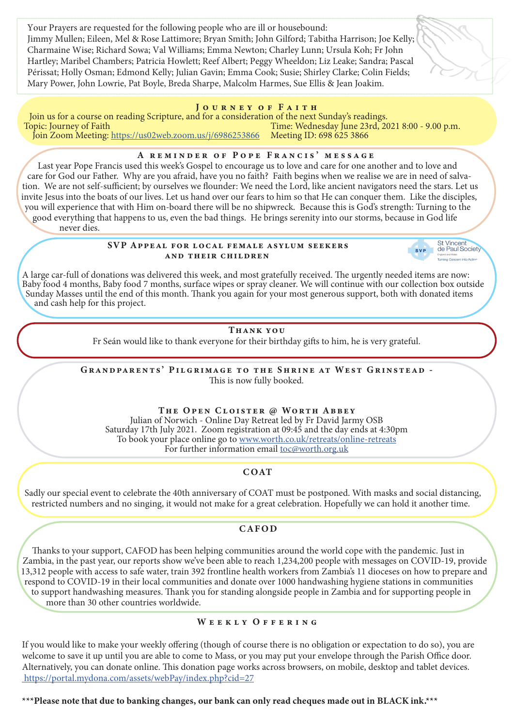Your Prayers are requested for the following people who are ill or housebound:
Jimmy Mullen; Eileen, Mel & Rose Lattimore; Bryan Smith; John Gilford; Tabitha Harrison; Joe Kelly; Charmaine Wise; Richard Sowa; Val Williams; Emma Newton; Charley Lunn; Ursula Koh; Fr John Hartley; Maribel Chambers; Patricia Howlett; Reef Albert; Peggy Wheeldon; Liz Leake; Sandra; Pascal Périssat; Holly Osman; Edmond Kelly; Julian Gavin; Emma Cook; Susie; Shirley Clarke; Colin Fields; Mary Power, John Lowrie, Pat Boyle, Breda Sharpe, Malcolm Harmes, Sue Ellis & Jean Joakim.

## Journey of Faith

Join us for a course on reading Scripture, and for a consideration of the next Sunday's readings.
Topic: Journey of Faith
Time: Wednesday June 23rd, 2021 8:00 - 9.00 p.m.
Join Zoom Meeting: https://us02web.zoom.us/j/6986253866
Meeting ID: 698 625 3866

## A reminder of Pope Francis' message

Last year Pope Francis used this week's Gospel to encourage us to love and care for one another and to love and care for God our Father. Why are you afraid, have you no faith? Faith begins when we realise we are in need of salvation. We are not self-sufficient; by ourselves we flounder: We need the Lord, like ancient navigators need the stars. Let us invite Jesus into the boats of our lives. Let us hand over our fears to him so that He can conquer them. Like the disciples, you will experience that with Him on-board there will be no shipwreck. Because this is God's strength: Turning to the good everything that happens to us, even the bad things. He brings serenity into our storms, because in God life never dies.

## SVP Appeal for local female asylum seekers and their children

St Vincent de Paul Society — England and Wales — Turning Concern into Action

A large car-full of donations was delivered this week, and most gratefully received. The urgently needed items are now: Baby food 4 months, Baby food 7 months, surface wipes or spray cleaner. We will continue with our collection box outside Sunday Masses until the end of this month. Thank you again for your most generous support, both with donated items and cash help for this project.

## Thank you

Fr Seán would like to thank everyone for their birthday gifts to him, he is very grateful.

## Grandparents' Pilgrimage to the Shrine at West Grinstead -

This is now fully booked.

## The Open Cloister @ Worth Abbey

Julian of Norwich - Online Day Retreat led by Fr David Jarmy OSB
Saturday 17th July 2021. Zoom registration at 09:45 and the day ends at 4:30pm
To book your place online go to www.worth.co.uk/retreats/online-retreats
For further information email toc@worth.org.uk

## COAT

Sadly our special event to celebrate the 40th anniversary of COAT must be postponed. With masks and social distancing, restricted numbers and no singing, it would not make for a great celebration. Hopefully we can hold it another time.

## CAFOD

Thanks to your support, CAFOD has been helping communities around the world cope with the pandemic. Just in Zambia, in the past year, our reports show we've been able to reach 1,234,200 people with messages on COVID-19, provide 13,312 people with access to safe water, train 392 frontline health workers from Zambia's 11 dioceses on how to prepare and respond to COVID-19 in their local communities and donate over 1000 handwashing hygiene stations in communities to support handwashing measures. Thank you for standing alongside people in Zambia and for supporting people in more than 30 other countries worldwide.

## Weekly Offering

If you would like to make your weekly offering (though of course there is no obligation or expectation to do so), you are welcome to save it up until you are able to come to Mass, or you may put your envelope through the Parish Office door. Alternatively, you can donate online. This donation page works across browsers, on mobile, desktop and tablet devices.
https://portal.mydona.com/assets/webPay/index.php?cid=27

**\*\*\*Please note that due to banking changes, our bank can only read cheques made out in BLACK ink.\*\*\***